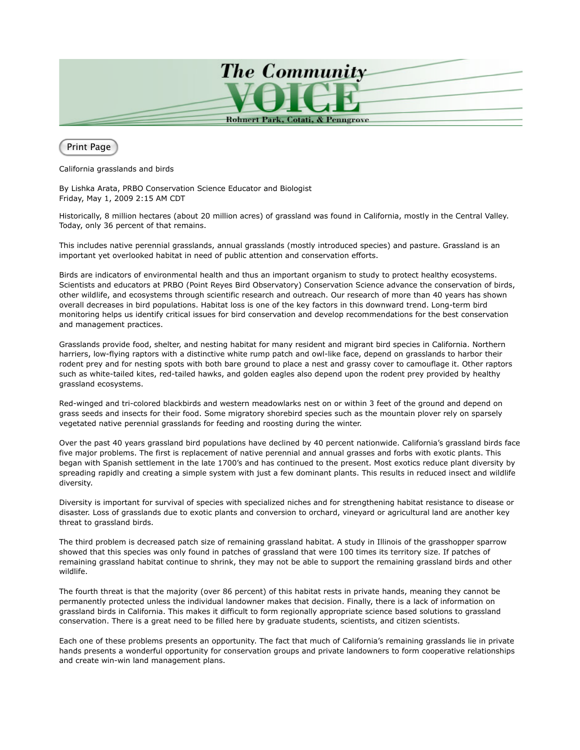# The Community VOICE

Rohnert Park, Cotati, & Penngrove

Print Page

California grasslands and birds

By Lishka Arata, PRBO Conservation Science Educator and Biologist
Friday, May 1, 2009 2:15 AM CDT

Historically, 8 million hectares (about 20 million acres) of grassland was found in California, mostly in the Central Valley. Today, only 36 percent of that remains.

This includes native perennial grasslands, annual grasslands (mostly introduced species) and pasture. Grassland is an important yet overlooked habitat in need of public attention and conservation efforts.

Birds are indicators of environmental health and thus an important organism to study to protect healthy ecosystems. Scientists and educators at PRBO (Point Reyes Bird Observatory) Conservation Science advance the conservation of birds, other wildlife, and ecosystems through scientific research and outreach. Our research of more than 40 years has shown overall decreases in bird populations. Habitat loss is one of the key factors in this downward trend. Long-term bird monitoring helps us identify critical issues for bird conservation and develop recommendations for the best conservation and management practices.

Grasslands provide food, shelter, and nesting habitat for many resident and migrant bird species in California. Northern harriers, low-flying raptors with a distinctive white rump patch and owl-like face, depend on grasslands to harbor their rodent prey and for nesting spots with both bare ground to place a nest and grassy cover to camouflage it. Other raptors such as white-tailed kites, red-tailed hawks, and golden eagles also depend upon the rodent prey provided by healthy grassland ecosystems.

Red-winged and tri-colored blackbirds and western meadowlarks nest on or within 3 feet of the ground and depend on grass seeds and insects for their food. Some migratory shorebird species such as the mountain plover rely on sparsely vegetated native perennial grasslands for feeding and roosting during the winter.

Over the past 40 years grassland bird populations have declined by 40 percent nationwide. California's grassland birds face five major problems. The first is replacement of native perennial and annual grasses and forbs with exotic plants. This began with Spanish settlement in the late 1700's and has continued to the present. Most exotics reduce plant diversity by spreading rapidly and creating a simple system with just a few dominant plants. This results in reduced insect and wildlife diversity.

Diversity is important for survival of species with specialized niches and for strengthening habitat resistance to disease or disaster. Loss of grasslands due to exotic plants and conversion to orchard, vineyard or agricultural land are another key threat to grassland birds.

The third problem is decreased patch size of remaining grassland habitat. A study in Illinois of the grasshopper sparrow showed that this species was only found in patches of grassland that were 100 times its territory size. If patches of remaining grassland habitat continue to shrink, they may not be able to support the remaining grassland birds and other wildlife.

The fourth threat is that the majority (over 86 percent) of this habitat rests in private hands, meaning they cannot be permanently protected unless the individual landowner makes that decision. Finally, there is a lack of information on grassland birds in California. This makes it difficult to form regionally appropriate science based solutions to grassland conservation. There is a great need to be filled here by graduate students, scientists, and citizen scientists.

Each one of these problems presents an opportunity. The fact that much of California's remaining grasslands lie in private hands presents a wonderful opportunity for conservation groups and private landowners to form cooperative relationships and create win-win land management plans.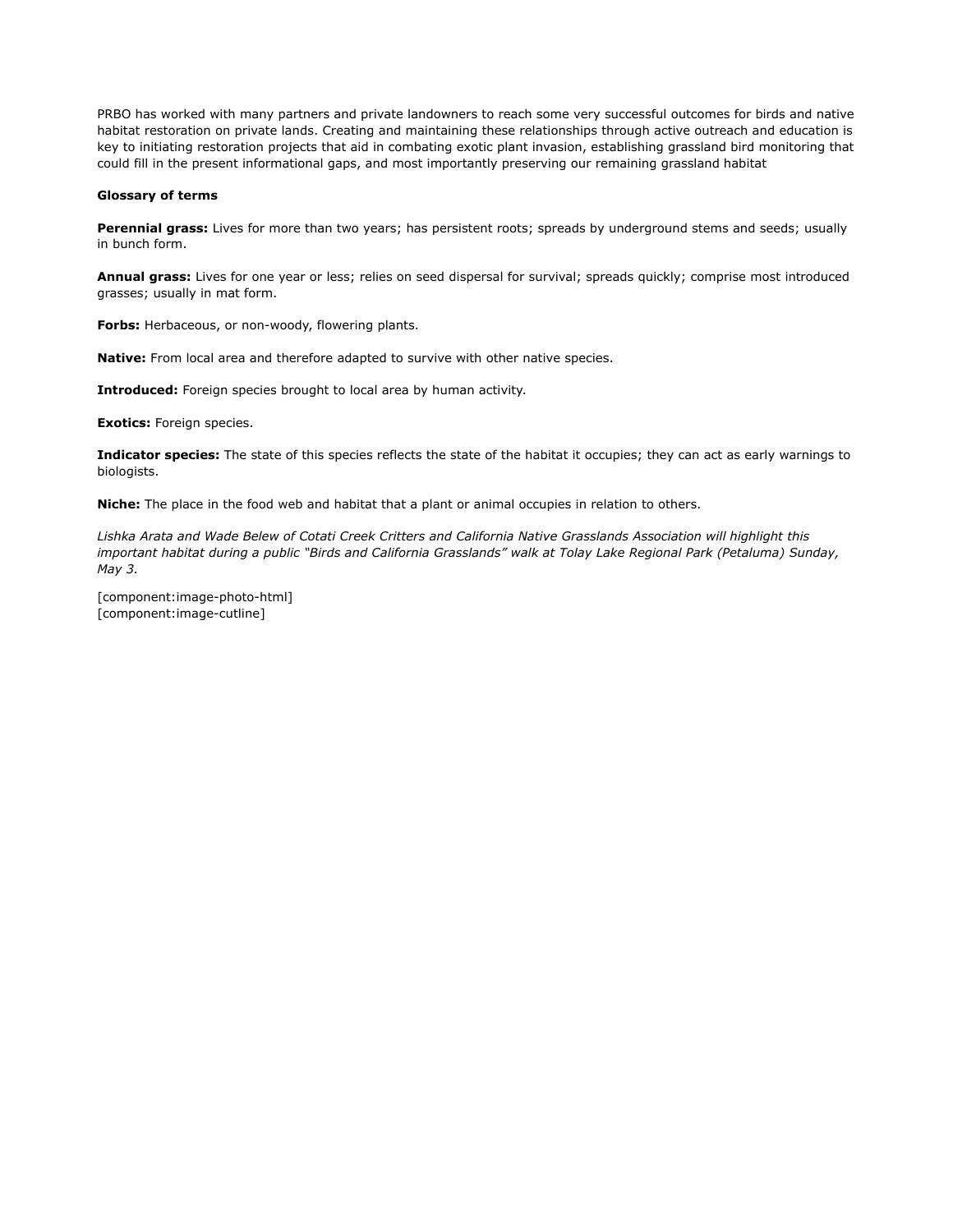PRBO has worked with many partners and private landowners to reach some very successful outcomes for birds and native habitat restoration on private lands. Creating and maintaining these relationships through active outreach and education is key to initiating restoration projects that aid in combating exotic plant invasion, establishing grassland bird monitoring that could fill in the present informational gaps, and most importantly preserving our remaining grassland habitat

**Glossary of terms**

**Perennial grass:** Lives for more than two years; has persistent roots; spreads by underground stems and seeds; usually in bunch form.

**Annual grass:** Lives for one year or less; relies on seed dispersal for survival; spreads quickly; comprise most introduced grasses; usually in mat form.

**Forbs:** Herbaceous, or non-woody, flowering plants.

**Native:** From local area and therefore adapted to survive with other native species.

**Introduced:** Foreign species brought to local area by human activity.

**Exotics:** Foreign species.

**Indicator species:** The state of this species reflects the state of the habitat it occupies; they can act as early warnings to biologists.

**Niche:** The place in the food web and habitat that a plant or animal occupies in relation to others.

*Lishka Arata and Wade Belew of Cotati Creek Critters and California Native Grasslands Association will highlight this important habitat during a public "Birds and California Grasslands" walk at Tolay Lake Regional Park (Petaluma) Sunday, May 3.*

[component:image-photo-html]
[component:image-cutline]